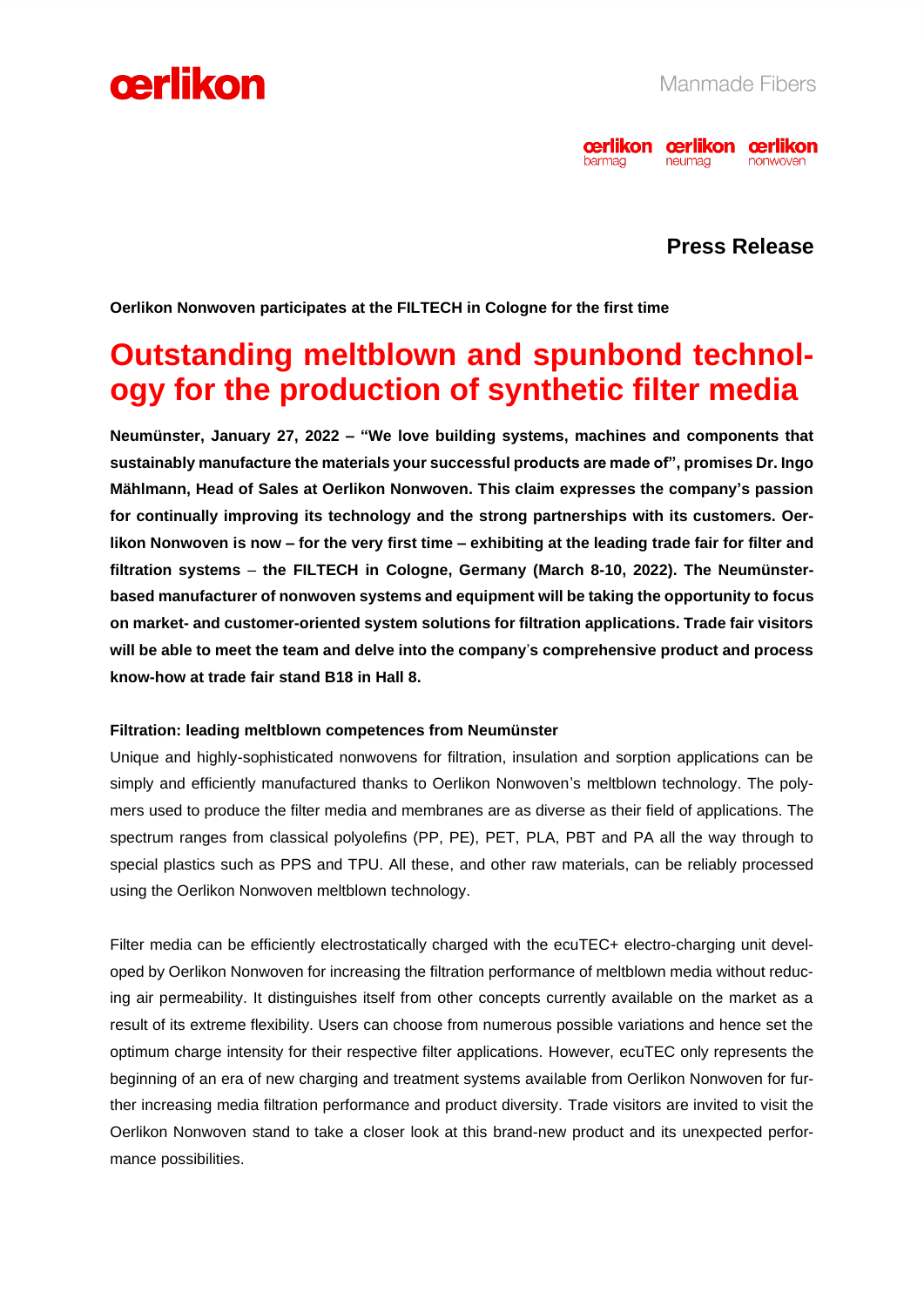**Press Release**

**Oerlikon Nonwoven participates at the FILTECH in Cologne for the first time**

# Outstanding meltblown and spunbond technology for the production of synthetic filter media

**Neumünster, January 27, 2022 – "We love building systems, machines and components that sustainably manufacture the materials your successful products are made of", promises Dr. Ingo Mählmann, Head of Sales at Oerlikon Nonwoven. This claim expresses the company's passion for continually improving its technology and the strong partnerships with its customers. Oerlikon Nonwoven is now – for the very first time – exhibiting at the leading trade fair for filter and filtration systems – the FILTECH in Cologne, Germany (March 8-10, 2022). The Neumünster-based manufacturer of nonwoven systems and equipment will be taking the opportunity to focus on market- and customer-oriented system solutions for filtration applications. Trade fair visitors will be able to meet the team and delve into the company's comprehensive product and process know-how at trade fair stand B18 in Hall 8.**

**Filtration: leading meltblown competences from Neumünster**

Unique and highly-sophisticated nonwovens for filtration, insulation and sorption applications can be simply and efficiently manufactured thanks to Oerlikon Nonwoven's meltblown technology. The polymers used to produce the filter media and membranes are as diverse as their field of applications. The spectrum ranges from classical polyolefins (PP, PE), PET, PLA, PBT and PA all the way through to special plastics such as PPS and TPU. All these, and other raw materials, can be reliably processed using the Oerlikon Nonwoven meltblown technology.

Filter media can be efficiently electrostatically charged with the ecuTEC+ electro-charging unit developed by Oerlikon Nonwoven for increasing the filtration performance of meltblown media without reducing air permeability. It distinguishes itself from other concepts currently available on the market as a result of its extreme flexibility. Users can choose from numerous possible variations and hence set the optimum charge intensity for their respective filter applications. However, ecuTEC only represents the beginning of an era of new charging and treatment systems available from Oerlikon Nonwoven for further increasing media filtration performance and product diversity. Trade visitors are invited to visit the Oerlikon Nonwoven stand to take a closer look at this brand-new product and its unexpected performance possibilities.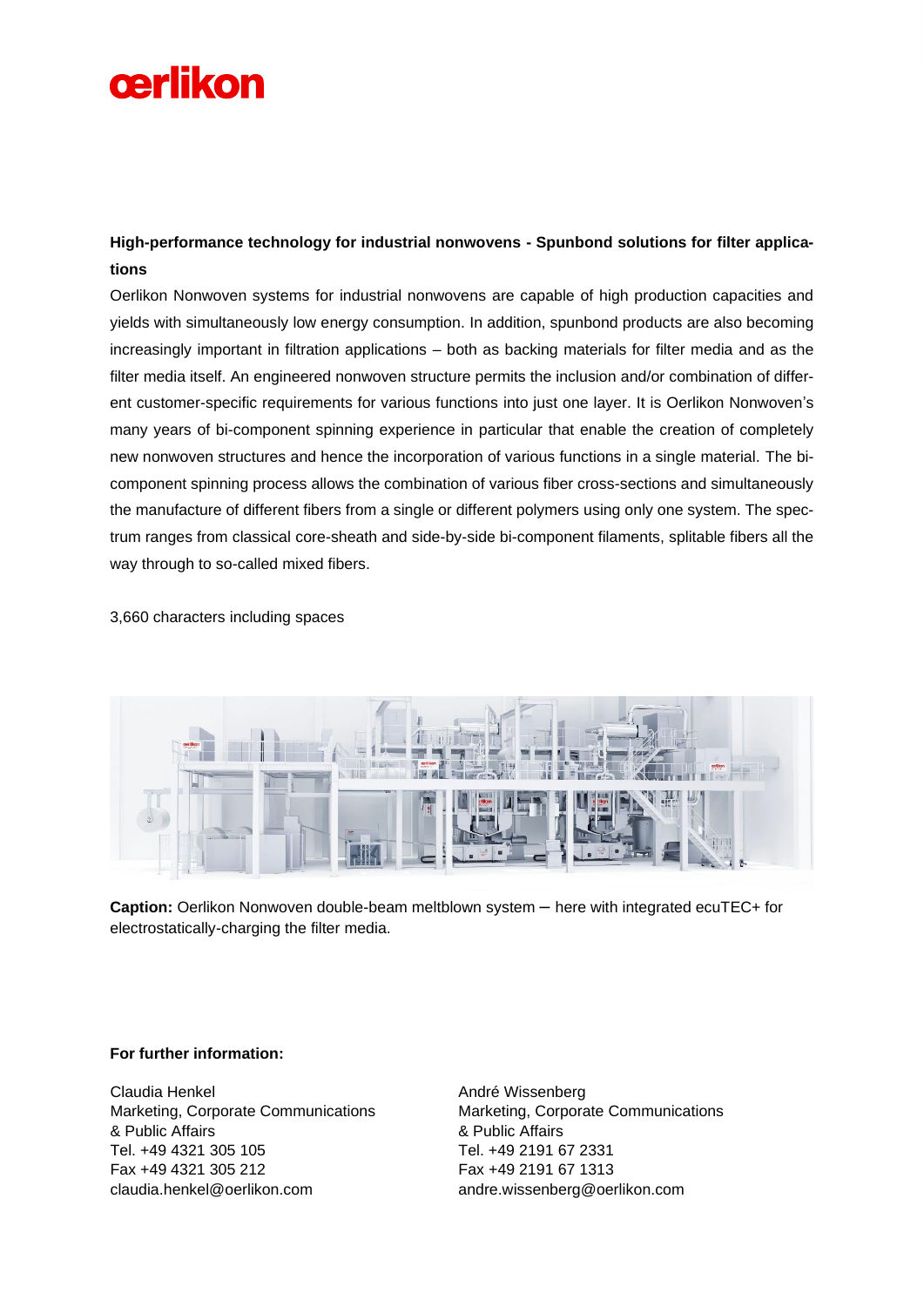**High-performance technology for industrial nonwovens - Spunbond solutions for filter applications**

Oerlikon Nonwoven systems for industrial nonwovens are capable of high production capacities and yields with simultaneously low energy consumption. In addition, spunbond products are also becoming increasingly important in filtration applications – both as backing materials for filter media and as the filter media itself. An engineered nonwoven structure permits the inclusion and/or combination of different customer-specific requirements for various functions into just one layer. It is Oerlikon Nonwoven's many years of bi-component spinning experience in particular that enable the creation of completely new nonwoven structures and hence the incorporation of various functions in a single material. The bi-component spinning process allows the combination of various fiber cross-sections and simultaneously the manufacture of different fibers from a single or different polymers using only one system. The spectrum ranges from classical core-sheath and side-by-side bi-component filaments, splitable fibers all the way through to so-called mixed fibers.

3,660 characters including spaces

**Caption:** Oerlikon Nonwoven double-beam meltblown system – here with integrated ecuTEC+ for electrostatically-charging the filter media.

**For further information:**

Claudia Henkel
Marketing, Corporate Communications
& Public Affairs
Tel. +49 4321 305 105
Fax +49 4321 305 212
claudia.henkel@oerlikon.com

André Wissenberg
Marketing, Corporate Communications
& Public Affairs
Tel. +49 2191 67 2331
Fax +49 2191 67 1313
andre.wissenberg@oerlikon.com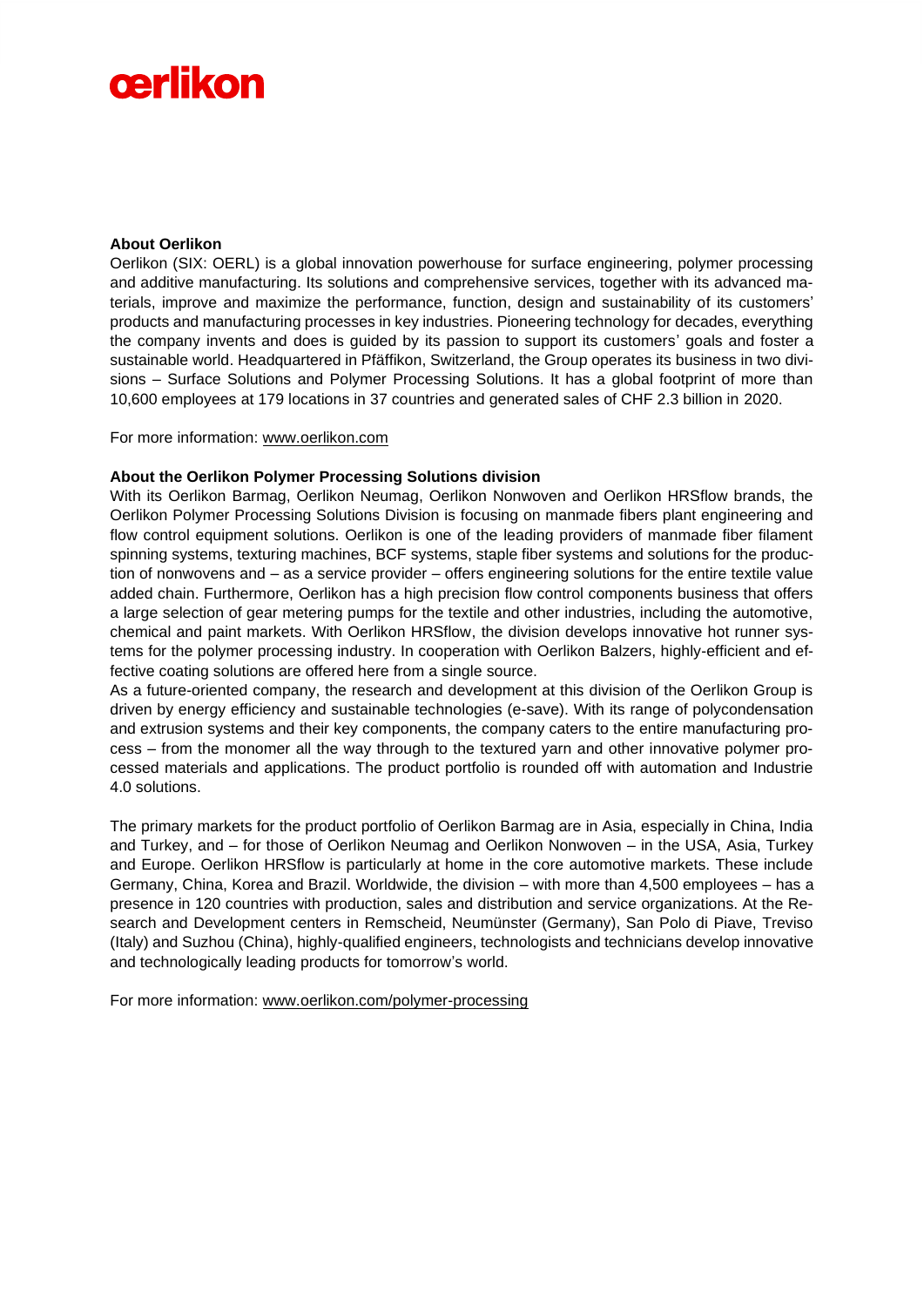**About Oerlikon**

Oerlikon (SIX: OERL) is a global innovation powerhouse for surface engineering, polymer processing and additive manufacturing. Its solutions and comprehensive services, together with its advanced materials, improve and maximize the performance, function, design and sustainability of its customers' products and manufacturing processes in key industries. Pioneering technology for decades, everything the company invents and does is guided by its passion to support its customers' goals and foster a sustainable world. Headquartered in Pfäffikon, Switzerland, the Group operates its business in two divisions – Surface Solutions and Polymer Processing Solutions. It has a global footprint of more than 10,600 employees at 179 locations in 37 countries and generated sales of CHF 2.3 billion in 2020.

For more information: www.oerlikon.com

**About the Oerlikon Polymer Processing Solutions division**

With its Oerlikon Barmag, Oerlikon Neumag, Oerlikon Nonwoven and Oerlikon HRSflow brands, the Oerlikon Polymer Processing Solutions Division is focusing on manmade fibers plant engineering and flow control equipment solutions. Oerlikon is one of the leading providers of manmade fiber filament spinning systems, texturing machines, BCF systems, staple fiber systems and solutions for the production of nonwovens and – as a service provider – offers engineering solutions for the entire textile value added chain. Furthermore, Oerlikon has a high precision flow control components business that offers a large selection of gear metering pumps for the textile and other industries, including the automotive, chemical and paint markets. With Oerlikon HRSflow, the division develops innovative hot runner systems for the polymer processing industry. In cooperation with Oerlikon Balzers, highly-efficient and effective coating solutions are offered here from a single source.

As a future-oriented company, the research and development at this division of the Oerlikon Group is driven by energy efficiency and sustainable technologies (e-save). With its range of polycondensation and extrusion systems and their key components, the company caters to the entire manufacturing process – from the monomer all the way through to the textured yarn and other innovative polymer processed materials and applications. The product portfolio is rounded off with automation and Industrie 4.0 solutions.

The primary markets for the product portfolio of Oerlikon Barmag are in Asia, especially in China, India and Turkey, and – for those of Oerlikon Neumag and Oerlikon Nonwoven – in the USA, Asia, Turkey and Europe. Oerlikon HRSflow is particularly at home in the core automotive markets. These include Germany, China, Korea and Brazil. Worldwide, the division – with more than 4,500 employees – has a presence in 120 countries with production, sales and distribution and service organizations. At the Research and Development centers in Remscheid, Neumünster (Germany), San Polo di Piave, Treviso (Italy) and Suzhou (China), highly-qualified engineers, technologists and technicians develop innovative and technologically leading products for tomorrow's world.

For more information: www.oerlikon.com/polymer-processing